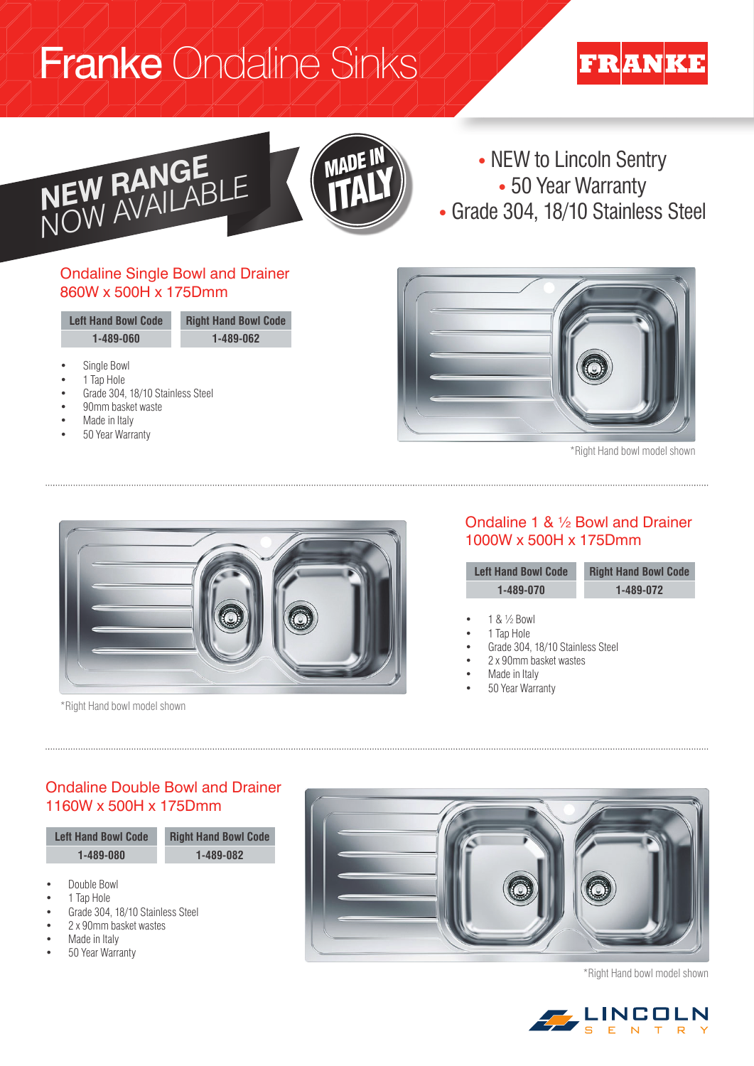# Franke Ondaline Sinks

FRANKE

NEW RANGE NOW AVAILABLE

MADE IN ITALY

- NEW to Lincoln Sentry
- 50 Year Warranty
- Grade 304, 18/10 Stainless Steel

## Ondaline Single Bowl and Drainer
## 860W x 500H x 175Dmm

| Left Hand Bowl Code | Right Hand Bowl Code |
| --- | --- |
| 1-489-060 | 1-489-062 |

- Single Bowl
- 1 Tap Hole
- Grade 304, 18/10 Stainless Steel
- 90mm basket waste
- Made in Italy
- 50 Year Warranty

*Right Hand bowl model shown

## Ondaline 1 & ½ Bowl and Drainer
## 1000W x 500H x 175Dmm

| Left Hand Bowl Code | Right Hand Bowl Code |
| --- | --- |
| 1-489-070 | 1-489-072 |

- 1 & ½ Bowl
- 1 Tap Hole
- Grade 304, 18/10 Stainless Steel
- 2 x 90mm basket wastes
- Made in Italy
- 50 Year Warranty

*Right Hand bowl model shown

## Ondaline Double Bowl and Drainer
## 1160W x 500H x 175Dmm

| Left Hand Bowl Code | Right Hand Bowl Code |
| --- | --- |
| 1-489-080 | 1-489-082 |

- Double Bowl
- 1 Tap Hole
- Grade 304, 18/10 Stainless Steel
- 2 x 90mm basket wastes
- Made in Italy
- 50 Year Warranty

*Right Hand bowl model shown

LINCOLN SENTRY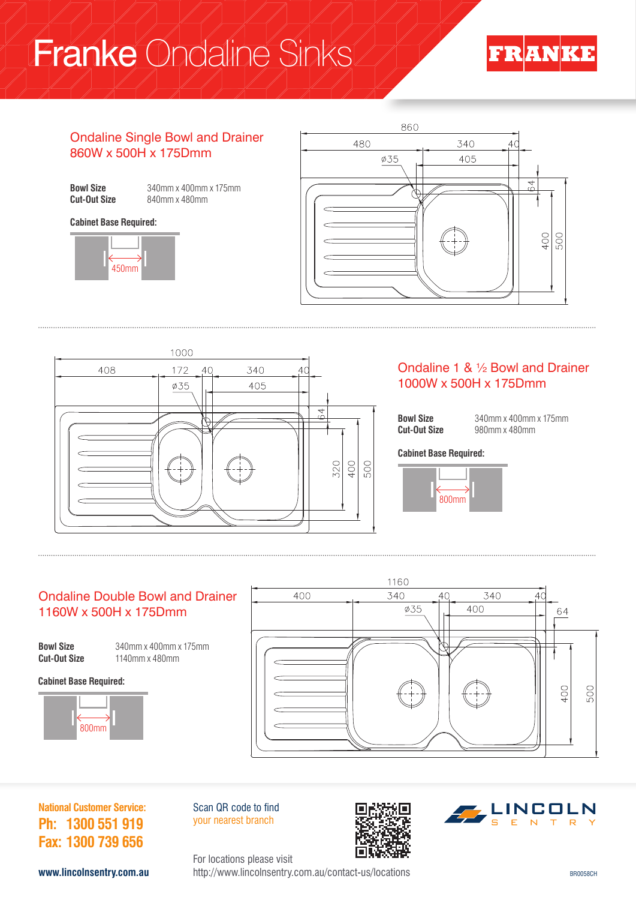# Franke Ondaline Sinks

FRANKE

## Ondaline Single Bowl and Drainer
860W x 500H x 175Dmm

**Bowl Size** 340mm x 400mm x 175mm
**Cut-Out Size** 840mm x 480mm

**Cabinet Base Required:**

450mm

860
480
340
40
ø35
405
64
400
500

## Ondaline 1 & ½ Bowl and Drainer
1000W x 500H x 175Dmm

**Bowl Size** 340mm x 400mm x 175mm
**Cut-Out Size** 980mm x 480mm

**Cabinet Base Required:**

800mm

1000
408
172
40
340
40
ø35
405
64
320
400
500

## Ondaline Double Bowl and Drainer
1160W x 500H x 175Dmm

**Bowl Size** 340mm x 400mm x 175mm
**Cut-Out Size** 1140mm x 480mm

**Cabinet Base Required:**

800mm

1160
400
340
40
340
40
ø35
400
64
400
500

**National Customer Service:**
**Ph: 1300 551 919**
**Fax: 1300 739 656**

**www.lincolnsentry.com.au**

Scan QR code to find your nearest branch

For locations please visit
http://www.lincolnsentry.com.au/contact-us/locations

LINCOLN SENTRY

BR0058CH